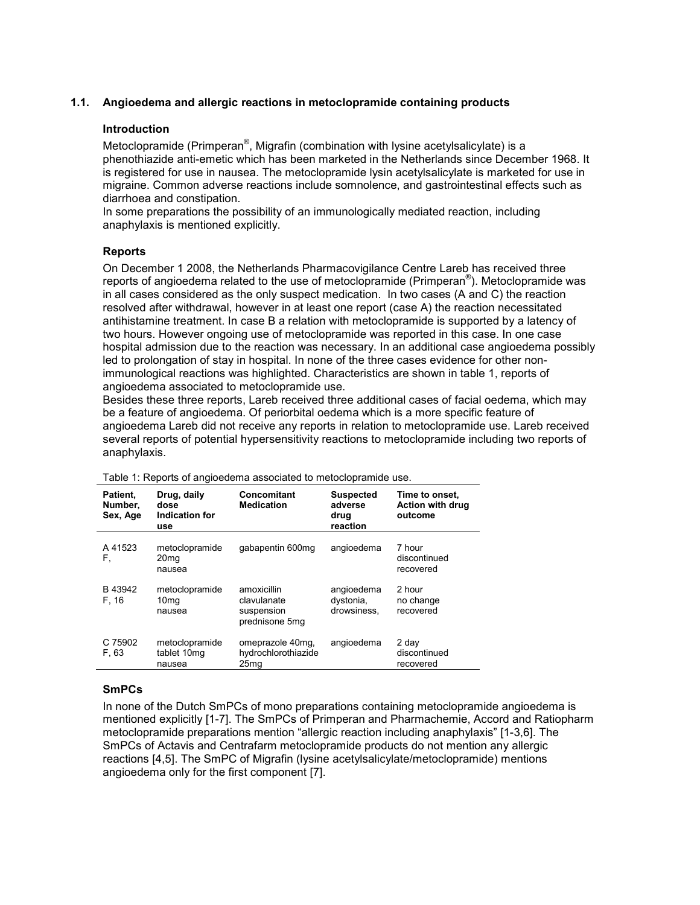## 1.1. Angioedema and allergic reactions in metoclopramide containing products

### Introduction

Metoclopramide (Primperan®, Migrafin (combination with lysine acetylsalicylate) is a phenothiazide anti-emetic which has been marketed in the Netherlands since December 1968. It is registered for use in nausea. The metoclopramide lysin acetylsalicylate is marketed for use in migraine. Common adverse reactions include somnolence, and gastrointestinal effects such as diarrhoea and constipation.
In some preparations the possibility of an immunologically mediated reaction, including anaphylaxis is mentioned explicitly.

### Reports

On December 1 2008, the Netherlands Pharmacovigilance Centre Lareb has received three reports of angioedema related to the use of metoclopramide (Primperan®). Metoclopramide was in all cases considered as the only suspect medication. In two cases (A and C) the reaction resolved after withdrawal, however in at least one report (case A) the reaction necessitated antihistamine treatment. In case B a relation with metoclopramide is supported by a latency of two hours. However ongoing use of metoclopramide was reported in this case. In one case hospital admission due to the reaction was necessary. In an additional case angioedema possibly led to prolongation of stay in hospital. In none of the three cases evidence for other non-immunological reactions was highlighted. Characteristics are shown in table 1, reports of angioedema associated to metoclopramide use.
Besides these three reports, Lareb received three additional cases of facial oedema, which may be a feature of angioedema. Of periorbital oedema which is a more specific feature of angioedema Lareb did not receive any reports in relation to metoclopramide use. Lareb received several reports of potential hypersensitivity reactions to metoclopramide including two reports of anaphylaxis.

Table 1: Reports of angioedema associated to metoclopramide use.

| Patient, Number, Sex, Age | Drug, daily dose Indication for use | Concomitant Medication | Suspected adverse drug reaction | Time to onset, Action with drug outcome |
|---|---|---|---|---|
| A 41523 F, | metoclopramide 20mg nausea | gabapentin 600mg | angioedema | 7 hour discontinued recovered |
| B 43942 F, 16 | metoclopramide 10mg nausea | amoxicillin clavulanate suspension prednisone 5mg | angioedema dystonia, drowsiness, | 2 hour no change recovered |
| C 75902 F, 63 | metoclopramide tablet 10mg nausea | omeprazole 40mg, hydrochlorothiazide 25mg | angioedema | 2 day discontinued recovered |

### SmPCs

In none of the Dutch SmPCs of mono preparations containing metoclopramide angioedema is mentioned explicitly [1-7]. The SmPCs of Primperan and Pharmachemie, Accord and Ratiopharm metoclopramide preparations mention "allergic reaction including anaphylaxis" [1-3,6]. The SmPCs of Actavis and Centrafarm metoclopramide products do not mention any allergic reactions [4,5]. The SmPC of Migrafin (lysine acetylsalicylate/metoclopramide) mentions angioedema only for the first component [7].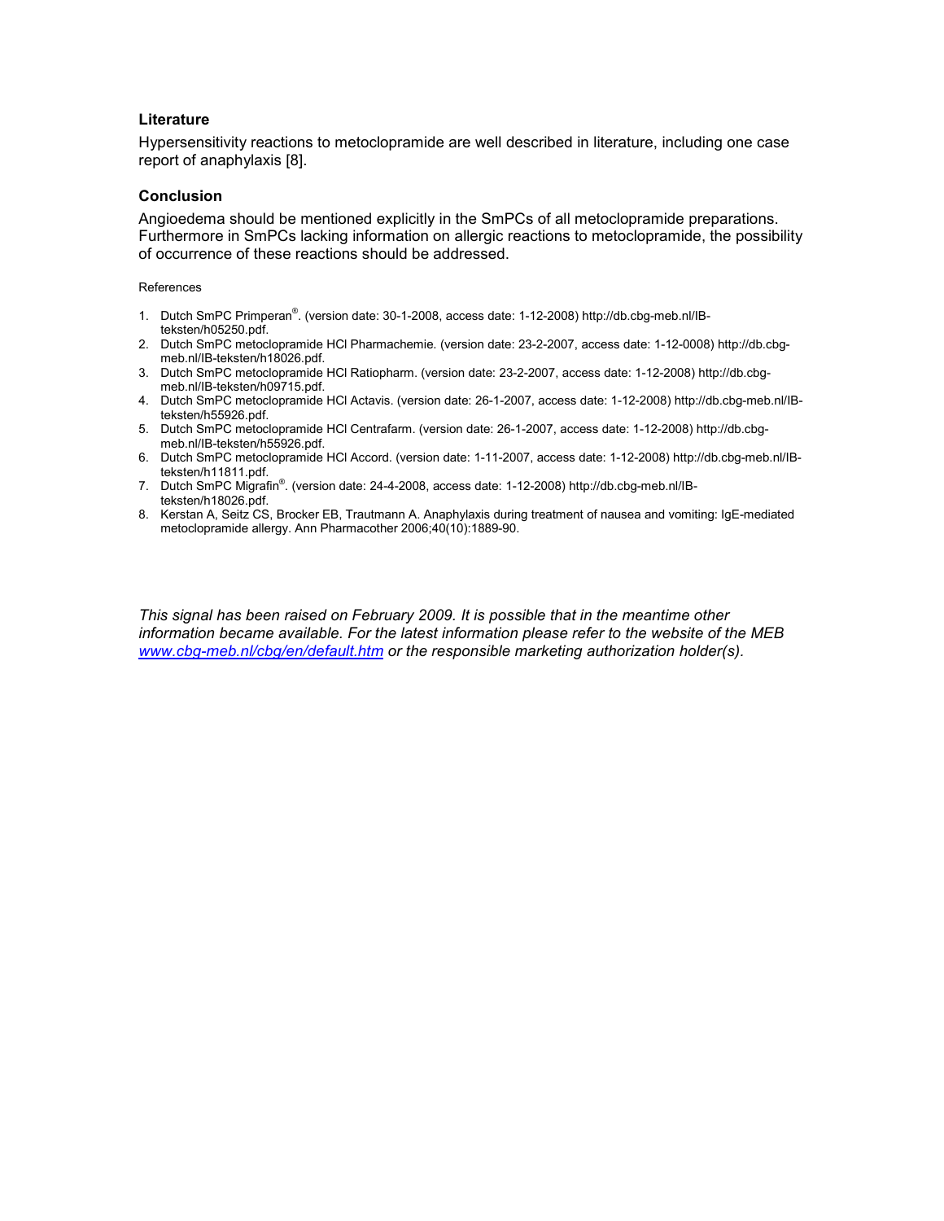### Literature

Hypersensitivity reactions to metoclopramide are well described in literature, including one case report of anaphylaxis [8].

### Conclusion

Angioedema should be mentioned explicitly in the SmPCs of all metoclopramide preparations. Furthermore in SmPCs lacking information on allergic reactions to metoclopramide, the possibility of occurrence of these reactions should be addressed.

References

1. Dutch SmPC Primperan®. (version date: 30-1-2008, access date: 1-12-2008) http://db.cbg-meb.nl/IB-teksten/h05250.pdf.
2. Dutch SmPC metoclopramide HCl Pharmachemie. (version date: 23-2-2007, access date: 1-12-0008) http://db.cbg-meb.nl/IB-teksten/h18026.pdf.
3. Dutch SmPC metoclopramide HCl Ratiopharm. (version date: 23-2-2007, access date: 1-12-2008) http://db.cbg-meb.nl/IB-teksten/h09715.pdf.
4. Dutch SmPC metoclopramide HCl Actavis. (version date: 26-1-2007, access date: 1-12-2008) http://db.cbg-meb.nl/IB-teksten/h55926.pdf.
5. Dutch SmPC metoclopramide HCl Centrafarm. (version date: 26-1-2007, access date: 1-12-2008) http://db.cbg-meb.nl/IB-teksten/h55926.pdf.
6. Dutch SmPC metoclopramide HCl Accord. (version date: 1-11-2007, access date: 1-12-2008) http://db.cbg-meb.nl/IB-teksten/h11811.pdf.
7. Dutch SmPC Migrafin®. (version date: 24-4-2008, access date: 1-12-2008) http://db.cbg-meb.nl/IB-teksten/h18026.pdf.
8. Kerstan A, Seitz CS, Brocker EB, Trautmann A. Anaphylaxis during treatment of nausea and vomiting: IgE-mediated metoclopramide allergy. Ann Pharmacother 2006;40(10):1889-90.

*This signal has been raised on February 2009. It is possible that in the meantime other information became available. For the latest information please refer to the website of the MEB [www.cbg-meb.nl/cbg/en/default.htm](www.cbg-meb.nl/cbg/en/default.htm) or the responsible marketing authorization holder(s).*